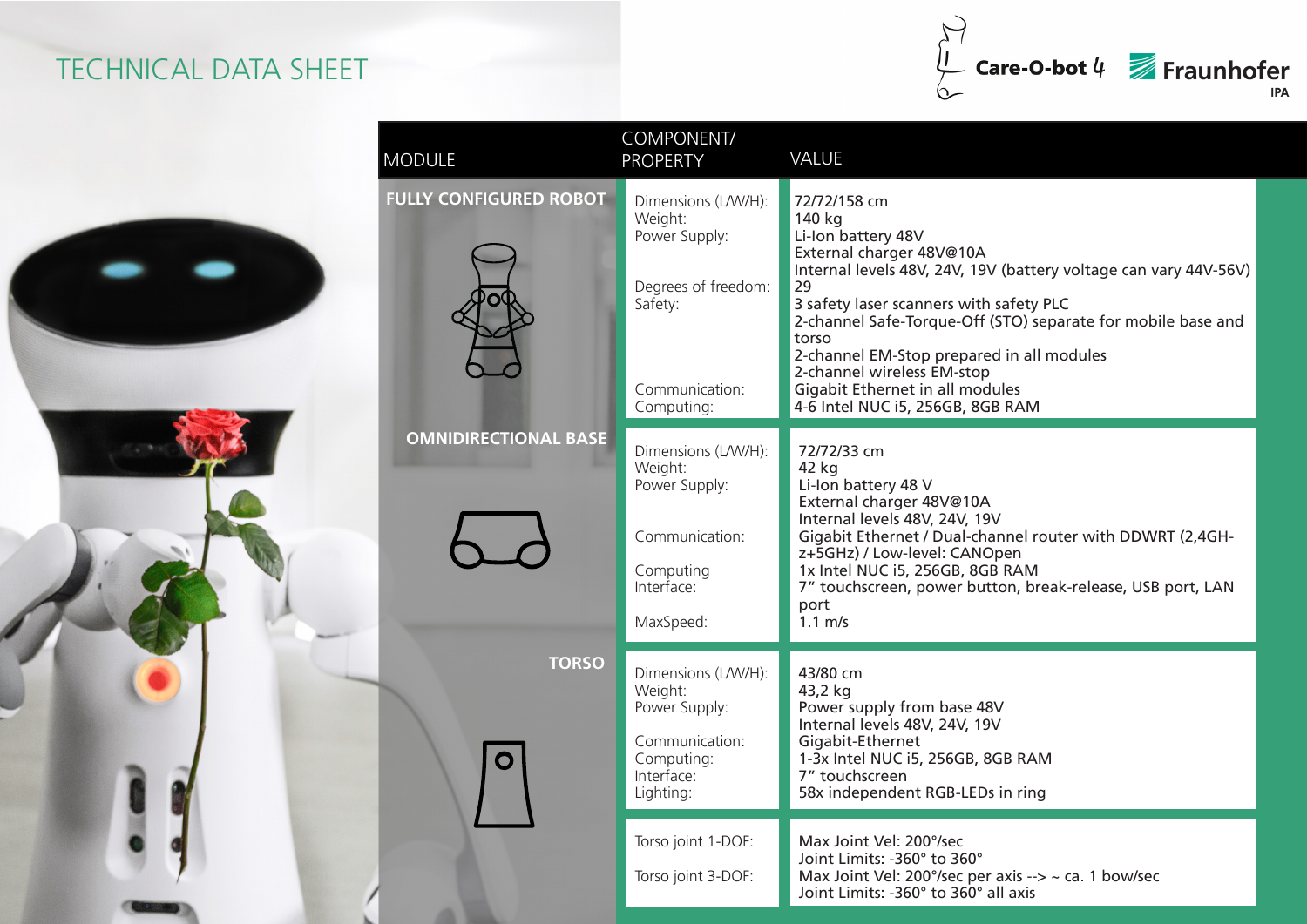# TECHNICAL DATA SHEET

Care-O-bot 4 — Fraunhofer IPA

| MODULE | COMPONENT/ PROPERTY | VALUE |
|---|---|---|
| **FULLY CONFIGURED ROBOT** | Dimensions (L/W/H): | 72/72/158 cm |
| | Weight: | 140 kg |
| | Power Supply: | Li-Ion battery 48V<br>External charger 48V@10A<br>Internal levels 48V, 24V, 19V (battery voltage can vary 44V-56V) |
| | Degrees of freedom: | 29 |
| | Safety: | 3 safety laser scanners with safety PLC<br>2-channel Safe-Torque-Off (STO) separate for mobile base and torso<br>2-channel EM-Stop prepared in all modules<br>2-channel wireless EM-stop |
| | Communication: | Gigabit Ethernet in all modules |
| | Computing: | 4-6 Intel NUC i5, 256GB, 8GB RAM |
| **OMNIDIRECTIONAL BASE** | Dimensions (L/W/H): | 72/72/33 cm |
| | Weight: | 42 kg |
| | Power Supply: | Li-Ion battery 48 V<br>External charger 48V@10A<br>Internal levels 48V, 24V, 19V |
| | Communication: | Gigabit Ethernet / Dual-channel router with DDWRT (2,4GH-z+5GHz) / Low-level: CANOpen |
| | Computing | 1x Intel NUC i5, 256GB, 8GB RAM |
| | Interface: | 7" touchscreen, power button, break-release, USB port, LAN port |
| | MaxSpeed: | 1.1 m/s |
| **TORSO** | Dimensions (L/W/H): | 43/80 cm |
| | Weight: | 43,2 kg |
| | Power Supply: | Power supply from base 48V<br>Internal levels 48V, 24V, 19V |
| | Communication: | Gigabit-Ethernet |
| | Computing: | 1-3x Intel NUC i5, 256GB, 8GB RAM |
| | Interface: | 7" touchscreen |
| | Lighting: | 58x independent RGB-LEDs in ring |
| | Torso joint 1-DOF: | Max Joint Vel: 200°/sec<br>Joint Limits: -360° to 360° |
| | Torso joint 3-DOF: | Max Joint Vel: 200°/sec per axis --> ~ ca. 1 bow/sec<br>Joint Limits: -360° to 360° all axis |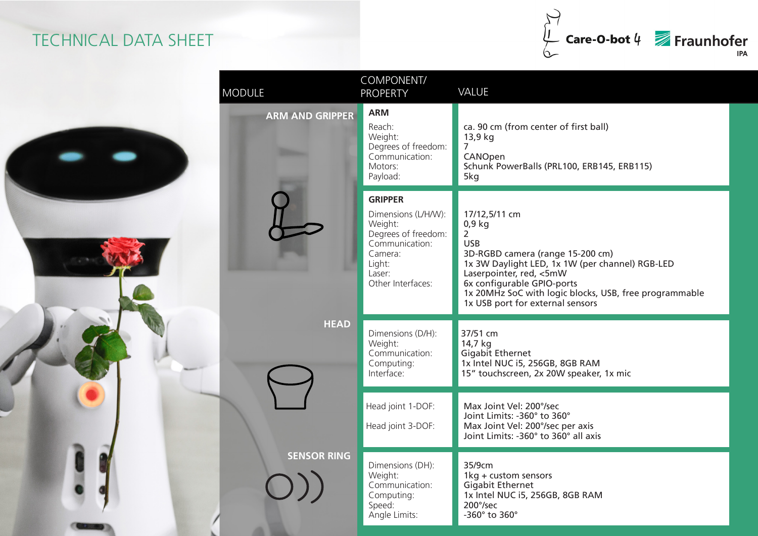# TECHNICAL DATA SHEET

Care-O-bot 4 · Fraunhofer IPA

| MODULE | COMPONENT/ PROPERTY | VALUE |
|---|---|---|
| ARM AND GRIPPER | **ARM** | |
| | Reach: | ca. 90 cm (from center of first ball) |
| | Weight: | 13,9 kg |
| | Degrees of freedom: | 7 |
| | Communication: | CANOpen |
| | Motors: | Schunk PowerBalls (PRL100, ERB145, ERB115) |
| | Payload: | 5kg |
| | **GRIPPER** | |
| | Dimensions (L/H/W): | 17/12,5/11 cm |
| | Weight: | 0,9 kg |
| | Degrees of freedom: | 2 |
| | Communication: | USB |
| | Camera: | 3D-RGBD camera (range 15-200 cm) |
| | Light: | 1x 3W Daylight LED, 1x 1W (per channel) RGB-LED |
| | Laser: | Laserpointer, red, <5mW |
| | Other Interfaces: | 6x configurable GPIO-ports<br>1x 20MHz SoC with logic blocks, USB, free programmable<br>1x USB port for external sensors |
| HEAD | Dimensions (D/H): | 37/51 cm |
| | Weight: | 14,7 kg |
| | Communication: | Gigabit Ethernet |
| | Computing: | 1x Intel NUC i5, 256GB, 8GB RAM |
| | Interface: | 15" touchscreen, 2x 20W speaker, 1x mic |
| | Head joint 1-DOF: | Max Joint Vel: 200°/sec<br>Joint Limits: -360° to 360° |
| | Head joint 3-DOF: | Max Joint Vel: 200°/sec per axis<br>Joint Limits: -360° to 360° all axis |
| SENSOR RING | Dimensions (DH): | 35/9cm |
| | Weight: | 1kg + custom sensors |
| | Communication: | Gigabit Ethernet |
| | Computing: | 1x Intel NUC i5, 256GB, 8GB RAM |
| | Speed: | 200°/sec |
| | Angle Limits: | -360° to 360° |